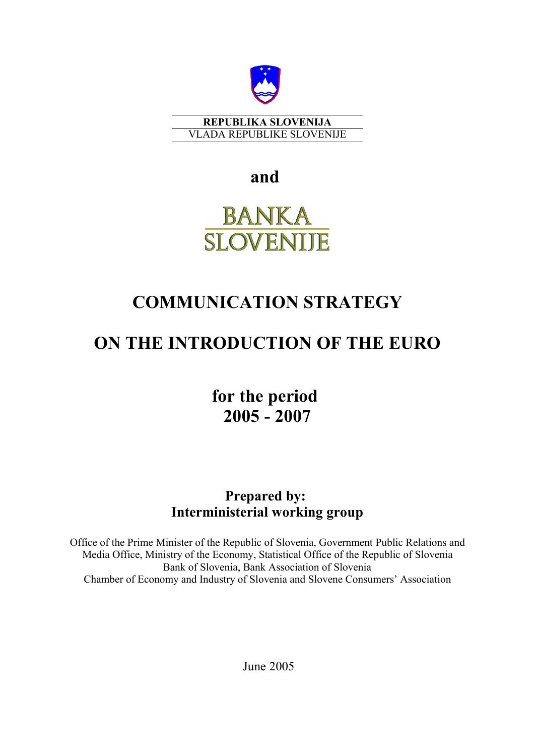**REPUBLIKA SLOVENIJA**
VLADA REPUBLIKE SLOVENIJE

**and**

BANKA SLOVENIJE

# COMMUNICATION STRATEGY

# ON THE INTRODUCTION OF THE EURO

## for the period 2005 - 2007

**Prepared by:**
**Interministerial working group**

Office of the Prime Minister of the Republic of Slovenia, Government Public Relations and Media Office, Ministry of the Economy, Statistical Office of the Republic of Slovenia
Bank of Slovenia, Bank Association of Slovenia
Chamber of Economy and Industry of Slovenia and Slovene Consumers' Association

June 2005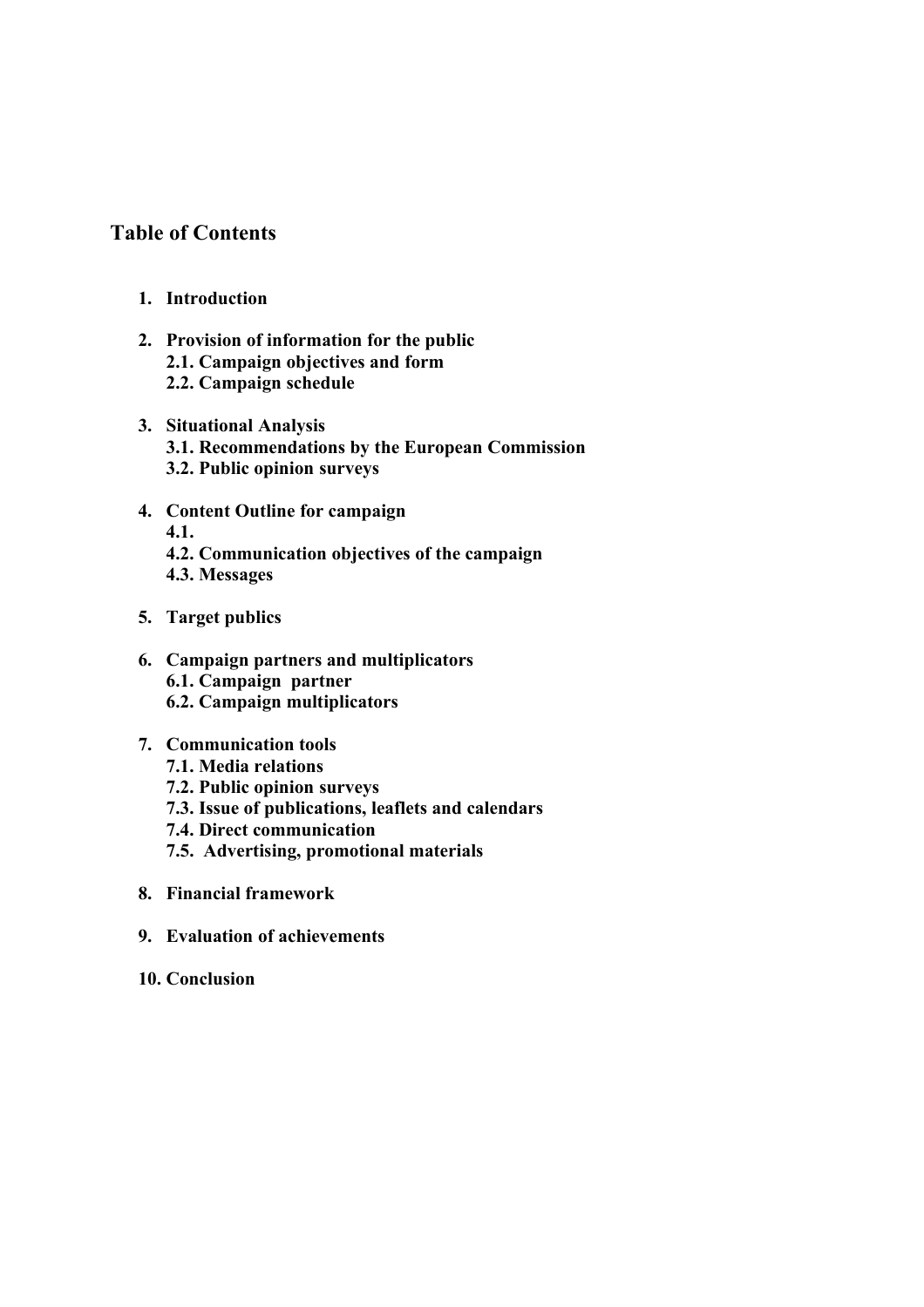## Table of Contents

1. **Introduction**

2. **Provision of information for the public**
   **2.1. Campaign objectives and form**
   **2.2. Campaign schedule**

3. **Situational Analysis**
   **3.1. Recommendations by the European Commission**
   **3.2. Public opinion surveys**

4. **Content Outline for campaign**
   **4.1.**
   **4.2. Communication objectives of the campaign**
   **4.3. Messages**

5. **Target publics**

6. **Campaign partners and multiplicators**
   **6.1. Campaign partner**
   **6.2. Campaign multiplicators**

7. **Communication tools**
   **7.1. Media relations**
   **7.2. Public opinion surveys**
   **7.3. Issue of publications, leaflets and calendars**
   **7.4. Direct communication**
   **7.5. Advertising, promotional materials**

8. **Financial framework**

9. **Evaluation of achievements**

10. **Conclusion**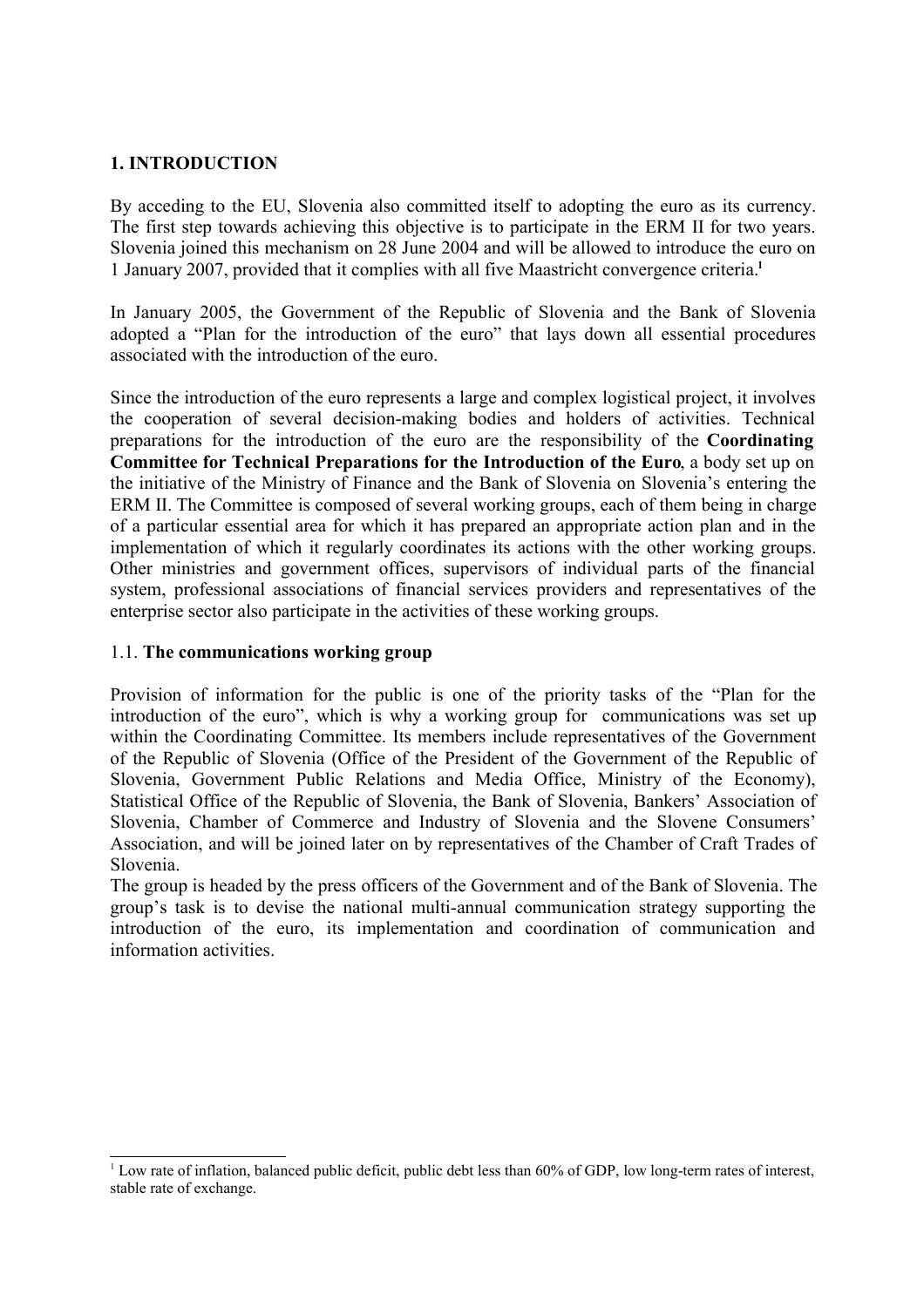# 1. INTRODUCTION

By acceding to the EU, Slovenia also committed itself to adopting the euro as its currency. The first step towards achieving this objective is to participate in the ERM II for two years. Slovenia joined this mechanism on 28 June 2004 and will be allowed to introduce the euro on 1 January 2007, provided that it complies with all five Maastricht convergence criteria.[1]

In January 2005, the Government of the Republic of Slovenia and the Bank of Slovenia adopted a "Plan for the introduction of the euro" that lays down all essential procedures associated with the introduction of the euro.

Since the introduction of the euro represents a large and complex logistical project, it involves the cooperation of several decision-making bodies and holders of activities. Technical preparations for the introduction of the euro are the responsibility of the **Coordinating Committee for Technical Preparations for the Introduction of the Euro**, a body set up on the initiative of the Ministry of Finance and the Bank of Slovenia on Slovenia's entering the ERM II. The Committee is composed of several working groups, each of them being in charge of a particular essential area for which it has prepared an appropriate action plan and in the implementation of which it regularly coordinates its actions with the other working groups. Other ministries and government offices, supervisors of individual parts of the financial system, professional associations of financial services providers and representatives of the enterprise sector also participate in the activities of these working groups.

## 1.1. **The communications working group**

Provision of information for the public is one of the priority tasks of the "Plan for the introduction of the euro", which is why a working group for communications was set up within the Coordinating Committee. Its members include representatives of the Government of the Republic of Slovenia (Office of the President of the Government of the Republic of Slovenia, Government Public Relations and Media Office, Ministry of the Economy), Statistical Office of the Republic of Slovenia, the Bank of Slovenia, Bankers' Association of Slovenia, Chamber of Commerce and Industry of Slovenia and the Slovene Consumers' Association, and will be joined later on by representatives of the Chamber of Craft Trades of Slovenia.

The group is headed by the press officers of the Government and of the Bank of Slovenia. The group's task is to devise the national multi-annual communication strategy supporting the introduction of the euro, its implementation and coordination of communication and information activities.

---

[1] Low rate of inflation, balanced public deficit, public debt less than 60% of GDP, low long-term rates of interest, stable rate of exchange.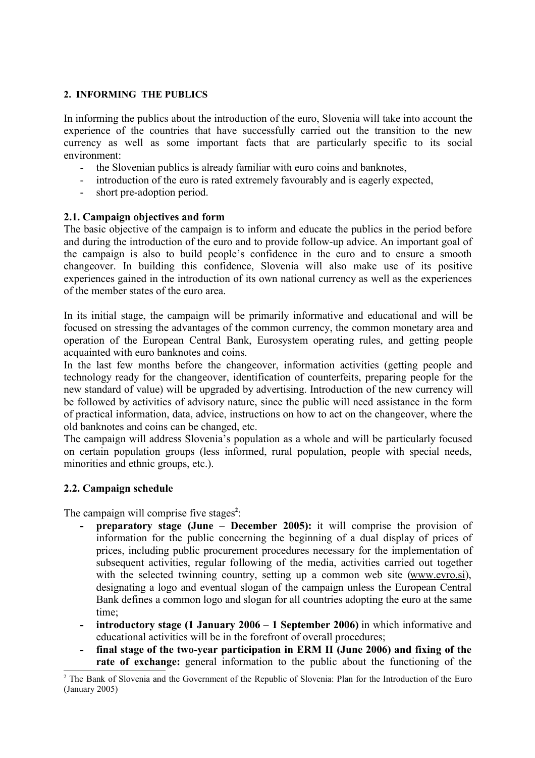## 2. INFORMING THE PUBLICS

In informing the publics about the introduction of the euro, Slovenia will take into account the experience of the countries that have successfully carried out the transition to the new currency as well as some important facts that are particularly specific to its social environment:

- the Slovenian publics is already familiar with euro coins and banknotes,
- introduction of the euro is rated extremely favourably and is eagerly expected,
- short pre-adoption period.

### 2.1. Campaign objectives and form

The basic objective of the campaign is to inform and educate the publics in the period before and during the introduction of the euro and to provide follow-up advice. An important goal of the campaign is also to build people's confidence in the euro and to ensure a smooth changeover. In building this confidence, Slovenia will also make use of its positive experiences gained in the introduction of its own national currency as well as the experiences of the member states of the euro area.

In its initial stage, the campaign will be primarily informative and educational and will be focused on stressing the advantages of the common currency, the common monetary area and operation of the European Central Bank, Eurosystem operating rules, and getting people acquainted with euro banknotes and coins.

In the last few months before the changeover, information activities (getting people and technology ready for the changeover, identification of counterfeits, preparing people for the new standard of value) will be upgraded by advertising. Introduction of the new currency will be followed by activities of advisory nature, since the public will need assistance in the form of practical information, data, advice, instructions on how to act on the changeover, where the old banknotes and coins can be changed, etc.

The campaign will address Slovenia's population as a whole and will be particularly focused on certain population groups (less informed, rural population, people with special needs, minorities and ethnic groups, etc.).

### 2.2. Campaign schedule

The campaign will comprise five stages[2]:

- **preparatory stage (June – December 2005):** it will comprise the provision of information for the public concerning the beginning of a dual display of prices of prices, including public procurement procedures necessary for the implementation of subsequent activities, regular following of the media, activities carried out together with the selected twinning country, setting up a common web site (www.evro.si), designating a logo and eventual slogan of the campaign unless the European Central Bank defines a common logo and slogan for all countries adopting the euro at the same time;
- **introductory stage (1 January 2006 – 1 September 2006)** in which informative and educational activities will be in the forefront of overall procedures;
- **final stage of the two-year participation in ERM II (June 2006) and fixing of the rate of exchange:** general information to the public about the functioning of the

[2] The Bank of Slovenia and the Government of the Republic of Slovenia: Plan for the Introduction of the Euro (January 2005)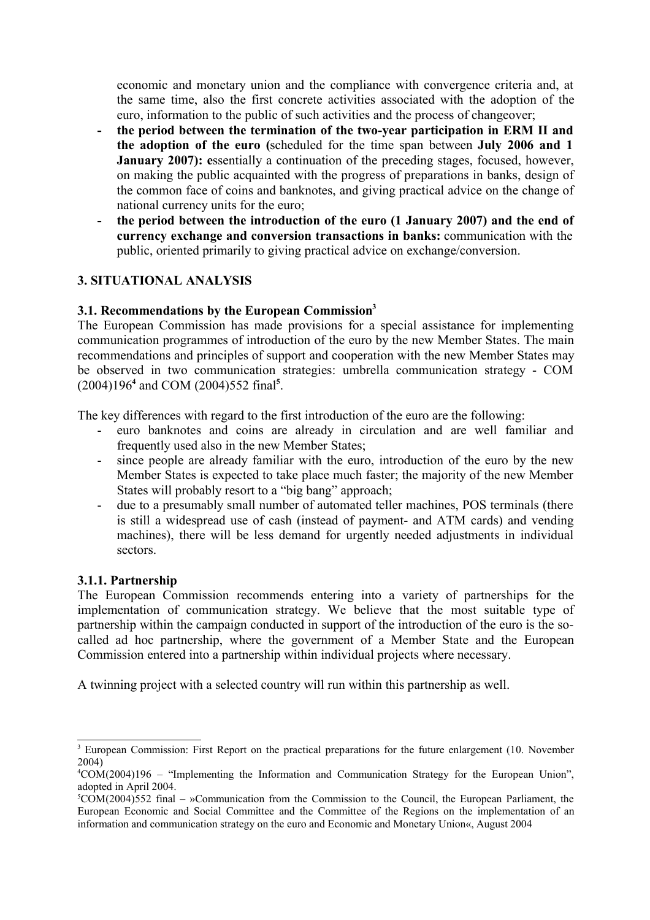economic and monetary union and the compliance with convergence criteria and, at the same time, also the first concrete activities associated with the adoption of the euro, information to the public of such activities and the process of changeover;

- **the period between the termination of the two-year participation in ERM II and the adoption of the euro (**scheduled for the time span between **July 2006 and 1 January 2007): e**ssentially a continuation of the preceding stages, focused, however, on making the public acquainted with the progress of preparations in banks, design of the common face of coins and banknotes, and giving practical advice on the change of national currency units for the euro;
- **the period between the introduction of the euro (1 January 2007) and the end of currency exchange and conversion transactions in banks:** communication with the public, oriented primarily to giving practical advice on exchange/conversion.

## 3. SITUATIONAL ANALYSIS

### 3.1. Recommendations by the European Commission[3]

The European Commission has made provisions for a special assistance for implementing communication programmes of introduction of the euro by the new Member States. The main recommendations and principles of support and cooperation with the new Member States may be observed in two communication strategies: umbrella communication strategy - COM (2004)196[4] and COM (2004)552 final[5].

The key differences with regard to the first introduction of the euro are the following:

- euro banknotes and coins are already in circulation and are well familiar and frequently used also in the new Member States;
- since people are already familiar with the euro, introduction of the euro by the new Member States is expected to take place much faster; the majority of the new Member States will probably resort to a "big bang" approach;
- due to a presumably small number of automated teller machines, POS terminals (there is still a widespread use of cash (instead of payment- and ATM cards) and vending machines), there will be less demand for urgently needed adjustments in individual sectors.

#### 3.1.1. Partnership

The European Commission recommends entering into a variety of partnerships for the implementation of communication strategy. We believe that the most suitable type of partnership within the campaign conducted in support of the introduction of the euro is the so-called ad hoc partnership, where the government of a Member State and the European Commission entered into a partnership within individual projects where necessary.

A twinning project with a selected country will run within this partnership as well.

---

[3] European Commission: First Report on the practical preparations for the future enlargement (10. November 2004)

[4] COM(2004)196 – "Implementing the Information and Communication Strategy for the European Union", adopted in April 2004.

[5] COM(2004)552 final – »Communication from the Commission to the Council, the European Parliament, the European Economic and Social Committee and the Committee of the Regions on the implementation of an information and communication strategy on the euro and Economic and Monetary Union«, August 2004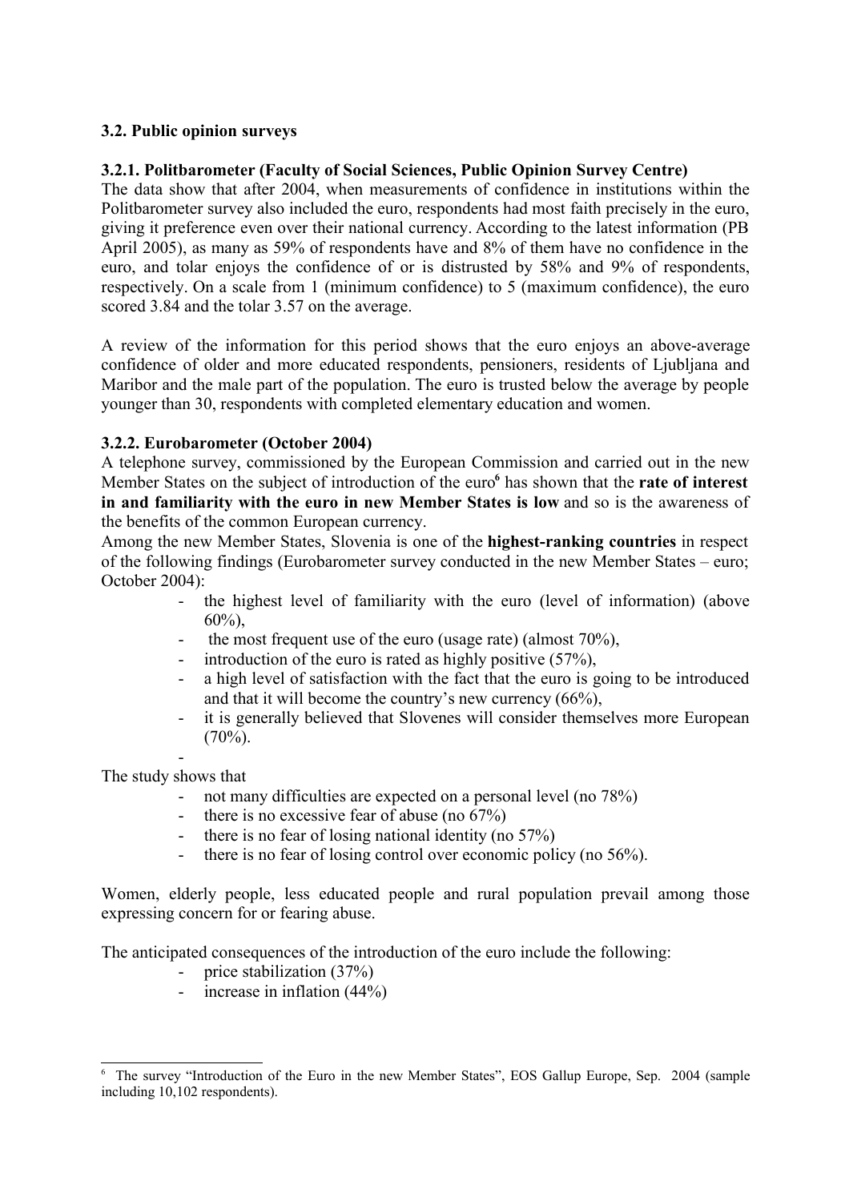### 3.2. Public opinion surveys

#### 3.2.1. Politbarometer (Faculty of Social Sciences, Public Opinion Survey Centre)

The data show that after 2004, when measurements of confidence in institutions within the Politbarometer survey also included the euro, respondents had most faith precisely in the euro, giving it preference even over their national currency. According to the latest information (PB April 2005), as many as 59% of respondents have and 8% of them have no confidence in the euro, and tolar enjoys the confidence of or is distrusted by 58% and 9% of respondents, respectively. On a scale from 1 (minimum confidence) to 5 (maximum confidence), the euro scored 3.84 and the tolar 3.57 on the average.

A review of the information for this period shows that the euro enjoys an above-average confidence of older and more educated respondents, pensioners, residents of Ljubljana and Maribor and the male part of the population. The euro is trusted below the average by people younger than 30, respondents with completed elementary education and women.

#### 3.2.2. Eurobarometer (October 2004)

A telephone survey, commissioned by the European Commission and carried out in the new Member States on the subject of introduction of the euro[6] has shown that the **rate of interest in and familiarity with the euro in new Member States is low** and so is the awareness of the benefits of the common European currency.

Among the new Member States, Slovenia is one of the **highest-ranking countries** in respect of the following findings (Eurobarometer survey conducted in the new Member States – euro; October 2004):

- the highest level of familiarity with the euro (level of information) (above 60%),
- the most frequent use of the euro (usage rate) (almost 70%),
- introduction of the euro is rated as highly positive (57%),
- a high level of satisfaction with the fact that the euro is going to be introduced and that it will become the country's new currency (66%),
- it is generally believed that Slovenes will consider themselves more European (70%).

The study shows that

- not many difficulties are expected on a personal level (no 78%)
- there is no excessive fear of abuse (no 67%)
- there is no fear of losing national identity (no 57%)
- there is no fear of losing control over economic policy (no 56%).

Women, elderly people, less educated people and rural population prevail among those expressing concern for or fearing abuse.

The anticipated consequences of the introduction of the euro include the following:

- price stabilization (37%)
- increase in inflation (44%)

---

[6] The survey "Introduction of the Euro in the new Member States", EOS Gallup Europe, Sep. 2004 (sample including 10,102 respondents).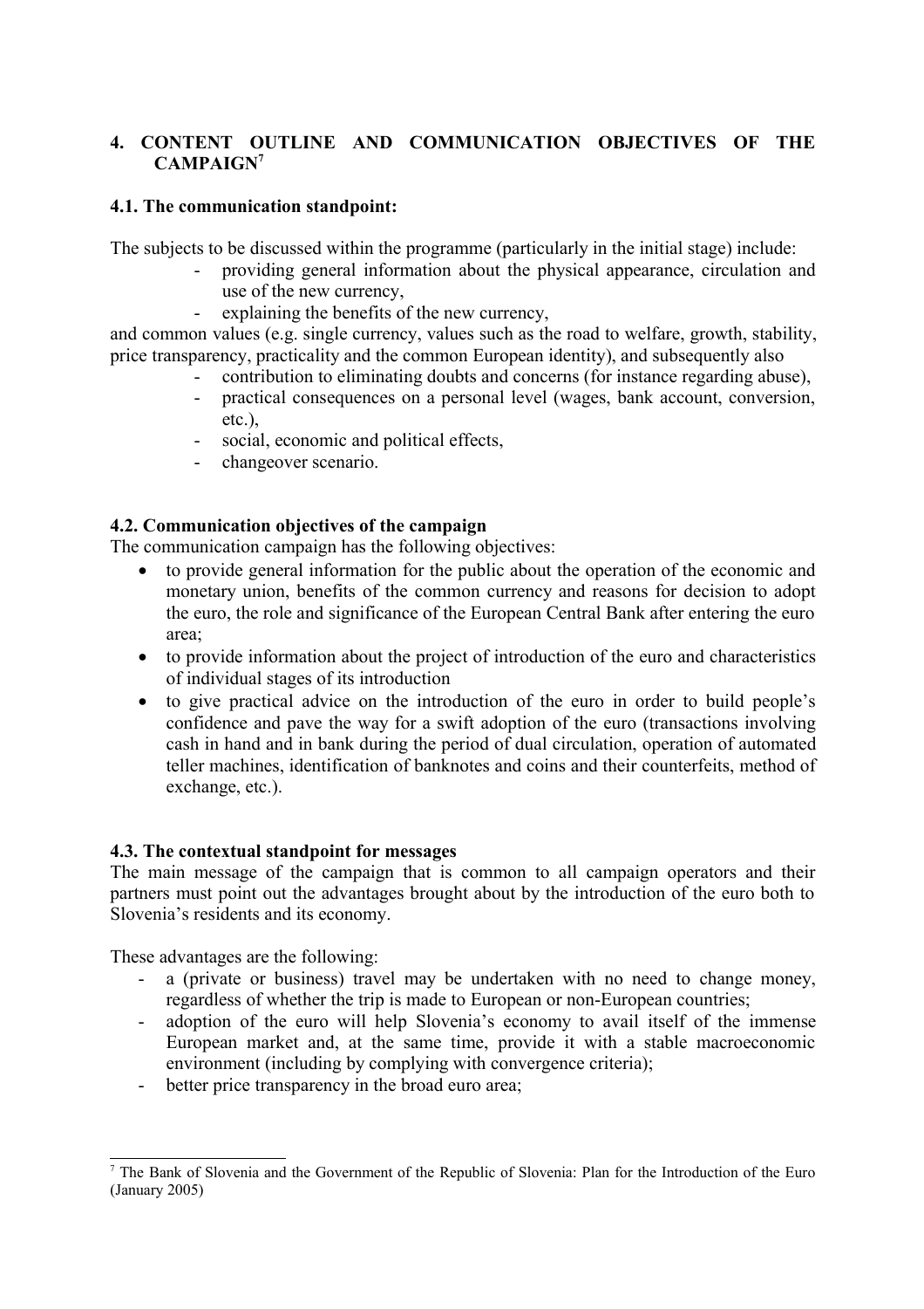## 4. CONTENT OUTLINE AND COMMUNICATION OBJECTIVES OF THE CAMPAIGN[7]

### 4.1. The communication standpoint:

The subjects to be discussed within the programme (particularly in the initial stage) include:

- providing general information about the physical appearance, circulation and use of the new currency,
- explaining the benefits of the new currency,

and common values (e.g. single currency, values such as the road to welfare, growth, stability, price transparency, practicality and the common European identity), and subsequently also

- contribution to eliminating doubts and concerns (for instance regarding abuse),
- practical consequences on a personal level (wages, bank account, conversion, etc.),
- social, economic and political effects,
- changeover scenario.

### 4.2. Communication objectives of the campaign

The communication campaign has the following objectives:

- to provide general information for the public about the operation of the economic and monetary union, benefits of the common currency and reasons for decision to adopt the euro, the role and significance of the European Central Bank after entering the euro area;
- to provide information about the project of introduction of the euro and characteristics of individual stages of its introduction
- to give practical advice on the introduction of the euro in order to build people's confidence and pave the way for a swift adoption of the euro (transactions involving cash in hand and in bank during the period of dual circulation, operation of automated teller machines, identification of banknotes and coins and their counterfeits, method of exchange, etc.).

### 4.3. The contextual standpoint for messages

The main message of the campaign that is common to all campaign operators and their partners must point out the advantages brought about by the introduction of the euro both to Slovenia's residents and its economy.

These advantages are the following:

- a (private or business) travel may be undertaken with no need to change money, regardless of whether the trip is made to European or non-European countries;
- adoption of the euro will help Slovenia's economy to avail itself of the immense European market and, at the same time, provide it with a stable macroeconomic environment (including by complying with convergence criteria);
- better price transparency in the broad euro area;

[7] The Bank of Slovenia and the Government of the Republic of Slovenia: Plan for the Introduction of the Euro (January 2005)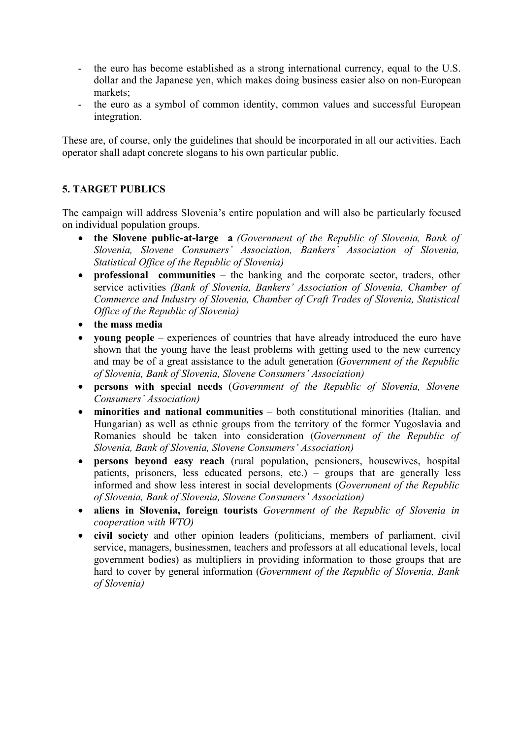- the euro has become established as a strong international currency, equal to the U.S. dollar and the Japanese yen, which makes doing business easier also on non-European markets;
- the euro as a symbol of common identity, common values and successful European integration.

These are, of course, only the guidelines that should be incorporated in all our activities. Each operator shall adapt concrete slogans to his own particular public.

## 5. TARGET PUBLICS

The campaign will address Slovenia's entire population and will also be particularly focused on individual population groups.

- **the Slovene public-at-large a** *(Government of the Republic of Slovenia, Bank of Slovenia, Slovene Consumers' Association, Bankers' Association of Slovenia, Statistical Office of the Republic of Slovenia)*
- **professional communities** – the banking and the corporate sector, traders, other service activities *(Bank of Slovenia, Bankers' Association of Slovenia, Chamber of Commerce and Industry of Slovenia, Chamber of Craft Trades of Slovenia, Statistical Office of the Republic of Slovenia)*
- **the mass media**
- **young people** – experiences of countries that have already introduced the euro have shown that the young have the least problems with getting used to the new currency and may be of a great assistance to the adult generation (*Government of the Republic of Slovenia, Bank of Slovenia, Slovene Consumers' Association)*
- **persons with special needs** (*Government of the Republic of Slovenia, Slovene Consumers' Association)*
- **minorities and national communities** – both constitutional minorities (Italian, and Hungarian) as well as ethnic groups from the territory of the former Yugoslavia and Romanies should be taken into consideration (*Government of the Republic of Slovenia, Bank of Slovenia, Slovene Consumers' Association)*
- **persons beyond easy reach** (rural population, pensioners, housewives, hospital patients, prisoners, less educated persons, etc.) – groups that are generally less informed and show less interest in social developments (*Government of the Republic of Slovenia, Bank of Slovenia, Slovene Consumers' Association)*
- **aliens in Slovenia, foreign tourists** *Government of the Republic of Slovenia in cooperation with WTO)*
- **civil society** and other opinion leaders (politicians, members of parliament, civil service, managers, businessmen, teachers and professors at all educational levels, local government bodies) as multipliers in providing information to those groups that are hard to cover by general information (*Government of the Republic of Slovenia, Bank of Slovenia)*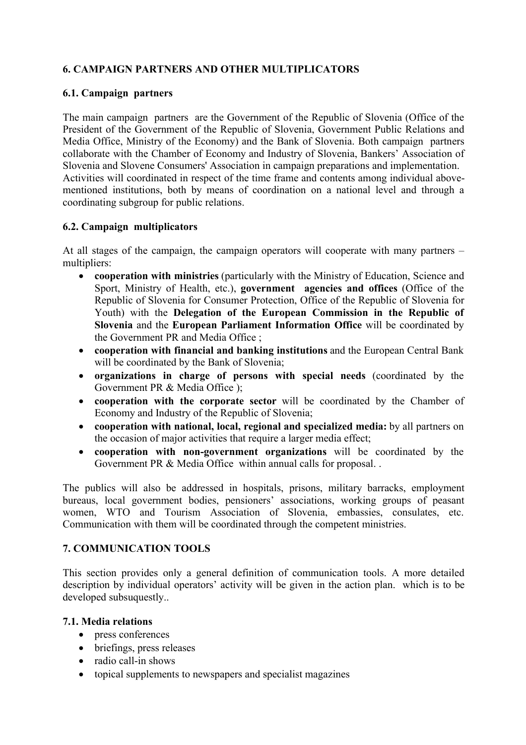## 6. CAMPAIGN PARTNERS AND OTHER MULTIPLICATORS

### 6.1. Campaign partners

The main campaign partners are the Government of the Republic of Slovenia (Office of the President of the Government of the Republic of Slovenia, Government Public Relations and Media Office, Ministry of the Economy) and the Bank of Slovenia. Both campaign partners collaborate with the Chamber of Economy and Industry of Slovenia, Bankers' Association of Slovenia and Slovene Consumers' Association in campaign preparations and implementation. Activities will coordinated in respect of the time frame and contents among individual above-mentioned institutions, both by means of coordination on a national level and through a coordinating subgroup for public relations.

### 6.2. Campaign multiplicators

At all stages of the campaign, the campaign operators will cooperate with many partners – multipliers:

- **cooperation with ministries** (particularly with the Ministry of Education, Science and Sport, Ministry of Health, etc.), **government agencies and offices** (Office of the Republic of Slovenia for Consumer Protection, Office of the Republic of Slovenia for Youth) with the **Delegation of the European Commission in the Republic of Slovenia** and the **European Parliament Information Office** will be coordinated by the Government PR and Media Office ;
- **cooperation with financial and banking institutions** and the European Central Bank will be coordinated by the Bank of Slovenia;
- **organizations in charge of persons with special needs** (coordinated by the Government PR & Media Office );
- **cooperation with the corporate sector** will be coordinated by the Chamber of Economy and Industry of the Republic of Slovenia;
- **cooperation with national, local, regional and specialized media:** by all partners on the occasion of major activities that require a larger media effect;
- **cooperation with non-government organizations** will be coordinated by the Government PR & Media Office within annual calls for proposal. .

The publics will also be addressed in hospitals, prisons, military barracks, employment bureaus, local government bodies, pensioners' associations, working groups of peasant women, WTO and Tourism Association of Slovenia, embassies, consulates, etc. Communication with them will be coordinated through the competent ministries.

## 7. COMMUNICATION TOOLS

This section provides only a general definition of communication tools. A more detailed description by individual operators' activity will be given in the action plan. which is to be developed subsuquestly..

### 7.1. Media relations

- press conferences
- briefings, press releases
- radio call-in shows
- topical supplements to newspapers and specialist magazines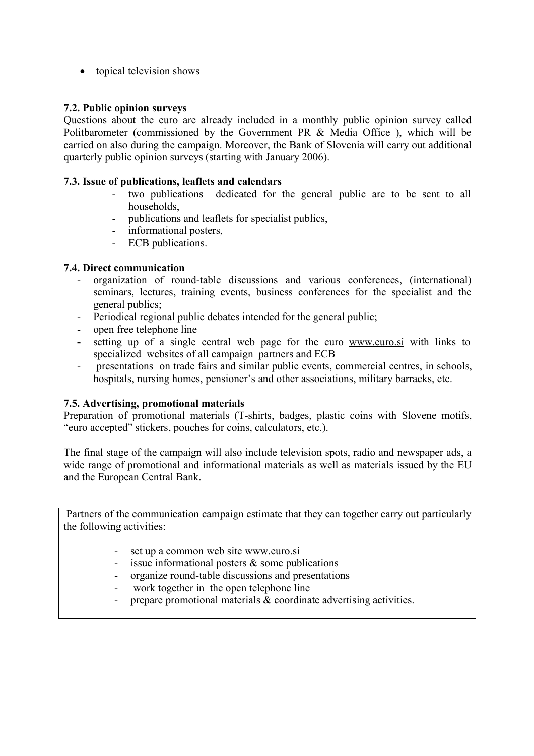- topical television shows

### 7.2. Public opinion surveys

Questions about the euro are already included in a monthly public opinion survey called Politbarometer (commissioned by the Government PR & Media Office ), which will be carried on also during the campaign. Moreover, the Bank of Slovenia will carry out additional quarterly public opinion surveys (starting with January 2006).

### 7.3. Issue of publications, leaflets and calendars

- two publications dedicated for the general public are to be sent to all households,
- publications and leaflets for specialist publics,
- informational posters,
- ECB publications.

### 7.4. Direct communication

- organization of round-table discussions and various conferences, (international) seminars, lectures, training events, business conferences for the specialist and the general publics;
- Periodical regional public debates intended for the general public;
- open free telephone line
- setting up of a single central web page for the euro www.euro.si with links to specialized websites of all campaign partners and ECB
- presentations on trade fairs and similar public events, commercial centres, in schools, hospitals, nursing homes, pensioner's and other associations, military barracks, etc.

### 7.5. Advertising, promotional materials

Preparation of promotional materials (T-shirts, badges, plastic coins with Slovene motifs, "euro accepted" stickers, pouches for coins, calculators, etc.).

The final stage of the campaign will also include television spots, radio and newspaper ads, a wide range of promotional and informational materials as well as materials issued by the EU and the European Central Bank.

Partners of the communication campaign estimate that they can together carry out particularly the following activities:

- set up a common web site www.euro.si
- issue informational posters & some publications
- organize round-table discussions and presentations
- work together in the open telephone line
- prepare promotional materials & coordinate advertising activities.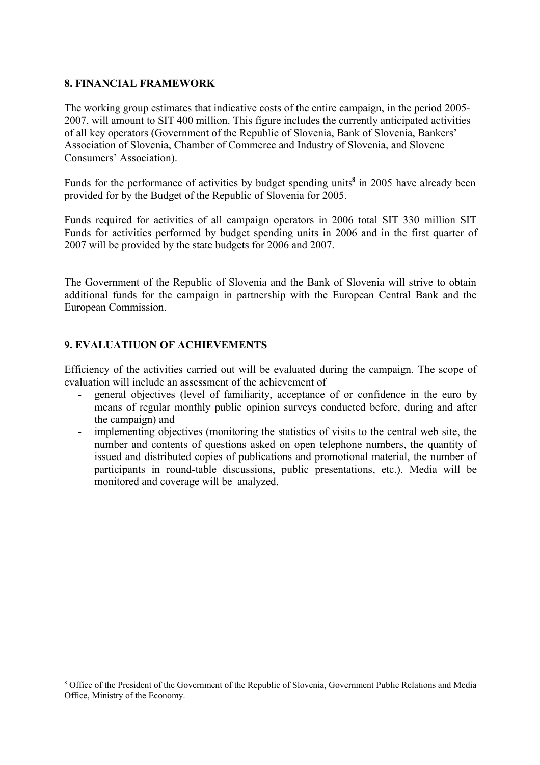## 8. FINANCIAL FRAMEWORK

The working group estimates that indicative costs of the entire campaign, in the period 2005-2007, will amount to SIT 400 million. This figure includes the currently anticipated activities of all key operators (Government of the Republic of Slovenia, Bank of Slovenia, Bankers' Association of Slovenia, Chamber of Commerce and Industry of Slovenia, and Slovene Consumers' Association).

Funds for the performance of activities by budget spending units[8] in 2005 have already been provided for by the Budget of the Republic of Slovenia for 2005.

Funds required for activities of all campaign operators in 2006 total SIT 330 million SIT Funds for activities performed by budget spending units in 2006 and in the first quarter of 2007 will be provided by the state budgets for 2006 and 2007.

The Government of the Republic of Slovenia and the Bank of Slovenia will strive to obtain additional funds for the campaign in partnership with the European Central Bank and the European Commission.

## 9. EVALUATIUON OF ACHIEVEMENTS

Efficiency of the activities carried out will be evaluated during the campaign. The scope of evaluation will include an assessment of the achievement of

- general objectives (level of familiarity, acceptance of or confidence in the euro by means of regular monthly public opinion surveys conducted before, during and after the campaign) and
- implementing objectives (monitoring the statistics of visits to the central web site, the number and contents of questions asked on open telephone numbers, the quantity of issued and distributed copies of publications and promotional material, the number of participants in round-table discussions, public presentations, etc.). Media will be monitored and coverage will be analyzed.

---

[8] Office of the President of the Government of the Republic of Slovenia, Government Public Relations and Media Office, Ministry of the Economy.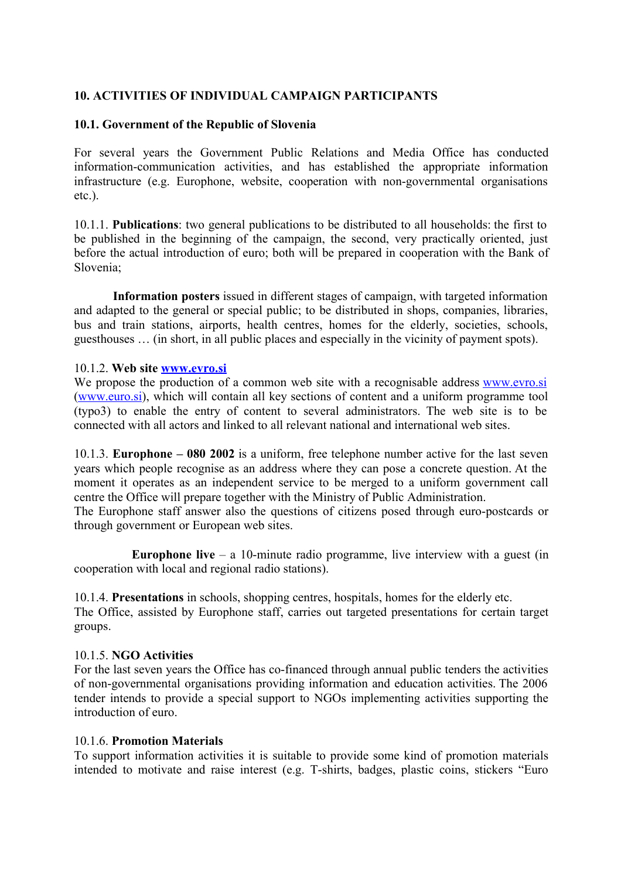## 10. ACTIVITIES OF INDIVIDUAL CAMPAIGN PARTICIPANTS

### 10.1. Government of the Republic of Slovenia

For several years the Government Public Relations and Media Office has conducted information-communication activities, and has established the appropriate information infrastructure (e.g. Europhone, website, cooperation with non-governmental organisations etc.).

10.1.1. **Publications**: two general publications to be distributed to all households: the first to be published in the beginning of the campaign, the second, very practically oriented, just before the actual introduction of euro; both will be prepared in cooperation with the Bank of Slovenia;

**Information posters** issued in different stages of campaign, with targeted information and adapted to the general or special public; to be distributed in shops, companies, libraries, bus and train stations, airports, health centres, homes for the elderly, societies, schools, guesthouses … (in short, in all public places and especially in the vicinity of payment spots).

10.1.2. **Web site [www.evro.si](www.evro.si)**

We propose the production of a common web site with a recognisable address [www.evro.si](www.evro.si) ([www.euro.si](www.euro.si)), which will contain all key sections of content and a uniform programme tool (typo3) to enable the entry of content to several administrators. The web site is to be connected with all actors and linked to all relevant national and international web sites.

10.1.3. **Europhone – 080 2002** is a uniform, free telephone number active for the last seven years which people recognise as an address where they can pose a concrete question. At the moment it operates as an independent service to be merged to a uniform government call centre the Office will prepare together with the Ministry of Public Administration.

The Europhone staff answer also the questions of citizens posed through euro-postcards or through government or European web sites.

**Europhone live** – a 10-minute radio programme, live interview with a guest (in cooperation with local and regional radio stations).

10.1.4. **Presentations** in schools, shopping centres, hospitals, homes for the elderly etc.

The Office, assisted by Europhone staff, carries out targeted presentations for certain target groups.

10.1.5. **NGO Activities**

For the last seven years the Office has co-financed through annual public tenders the activities of non-governmental organisations providing information and education activities. The 2006 tender intends to provide a special support to NGOs implementing activities supporting the introduction of euro.

10.1.6. **Promotion Materials**

To support information activities it is suitable to provide some kind of promotion materials intended to motivate and raise interest (e.g. T-shirts, badges, plastic coins, stickers "Euro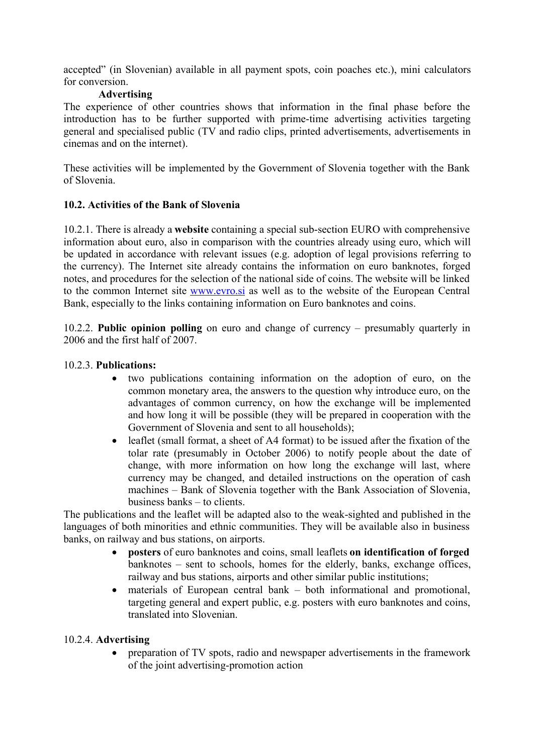accepted" (in Slovenian) available in all payment spots, coin poaches etc.), mini calculators for conversion.

**Advertising**

The experience of other countries shows that information in the final phase before the introduction has to be further supported with prime-time advertising activities targeting general and specialised public (TV and radio clips, printed advertisements, advertisements in cinemas and on the internet).

These activities will be implemented by the Government of Slovenia together with the Bank of Slovenia.

### 10.2. Activities of the Bank of Slovenia

10.2.1. There is already a **website** containing a special sub-section EURO with comprehensive information about euro, also in comparison with the countries already using euro, which will be updated in accordance with relevant issues (e.g. adoption of legal provisions referring to the currency). The Internet site already contains the information on euro banknotes, forged notes, and procedures for the selection of the national side of coins. The website will be linked to the common Internet site www.evro.si as well as to the website of the European Central Bank, especially to the links containing information on Euro banknotes and coins.

10.2.2. **Public opinion polling** on euro and change of currency – presumably quarterly in 2006 and the first half of 2007.

10.2.3. **Publications:**

- two publications containing information on the adoption of euro, on the common monetary area, the answers to the question why introduce euro, on the advantages of common currency, on how the exchange will be implemented and how long it will be possible (they will be prepared in cooperation with the Government of Slovenia and sent to all households);
- leaflet (small format, a sheet of A4 format) to be issued after the fixation of the tolar rate (presumably in October 2006) to notify people about the date of change, with more information on how long the exchange will last, where currency may be changed, and detailed instructions on the operation of cash machines – Bank of Slovenia together with the Bank Association of Slovenia, business banks – to clients.

The publications and the leaflet will be adapted also to the weak-sighted and published in the languages of both minorities and ethnic communities. They will be available also in business banks, on railway and bus stations, on airports.

- **posters** of euro banknotes and coins, small leaflets **on identification of forged** banknotes – sent to schools, homes for the elderly, banks, exchange offices, railway and bus stations, airports and other similar public institutions;
- materials of European central bank – both informational and promotional, targeting general and expert public, e.g. posters with euro banknotes and coins, translated into Slovenian.

10.2.4. **Advertising**

- preparation of TV spots, radio and newspaper advertisements in the framework of the joint advertising-promotion action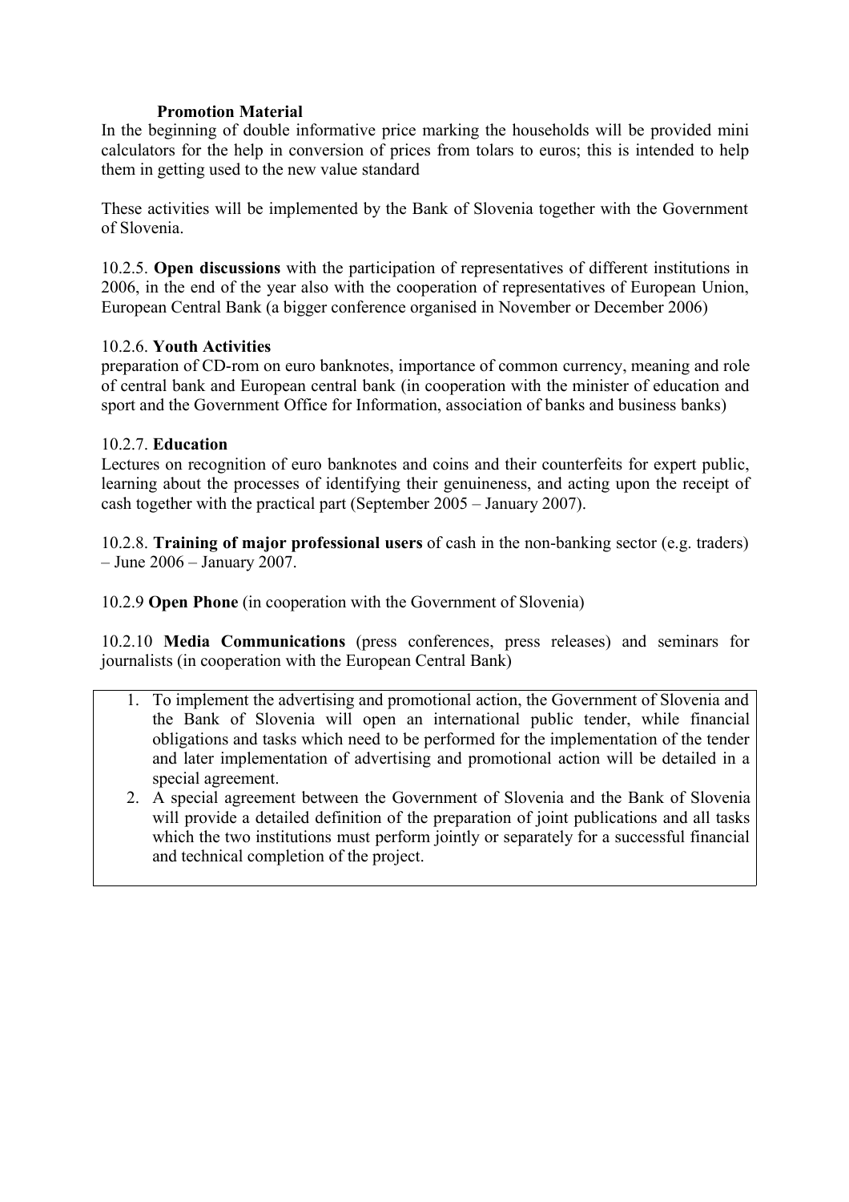**Promotion Material**

In the beginning of double informative price marking the households will be provided mini calculators for the help in conversion of prices from tolars to euros; this is intended to help them in getting used to the new value standard

These activities will be implemented by the Bank of Slovenia together with the Government of Slovenia.

10.2.5. **Open discussions** with the participation of representatives of different institutions in 2006, in the end of the year also with the cooperation of representatives of European Union, European Central Bank (a bigger conference organised in November or December 2006)

10.2.6. **Youth Activities**

preparation of CD-rom on euro banknotes, importance of common currency, meaning and role of central bank and European central bank (in cooperation with the minister of education and sport and the Government Office for Information, association of banks and business banks)

10.2.7. **Education**

Lectures on recognition of euro banknotes and coins and their counterfeits for expert public, learning about the processes of identifying their genuineness, and acting upon the receipt of cash together with the practical part (September 2005 – January 2007).

10.2.8. **Training of major professional users** of cash in the non-banking sector (e.g. traders) – June 2006 – January 2007.

10.2.9 **Open Phone** (in cooperation with the Government of Slovenia)

10.2.10 **Media Communications** (press conferences, press releases) and seminars for journalists (in cooperation with the European Central Bank)

1. To implement the advertising and promotional action, the Government of Slovenia and the Bank of Slovenia will open an international public tender, while financial obligations and tasks which need to be performed for the implementation of the tender and later implementation of advertising and promotional action will be detailed in a special agreement.
2. A special agreement between the Government of Slovenia and the Bank of Slovenia will provide a detailed definition of the preparation of joint publications and all tasks which the two institutions must perform jointly or separately for a successful financial and technical completion of the project.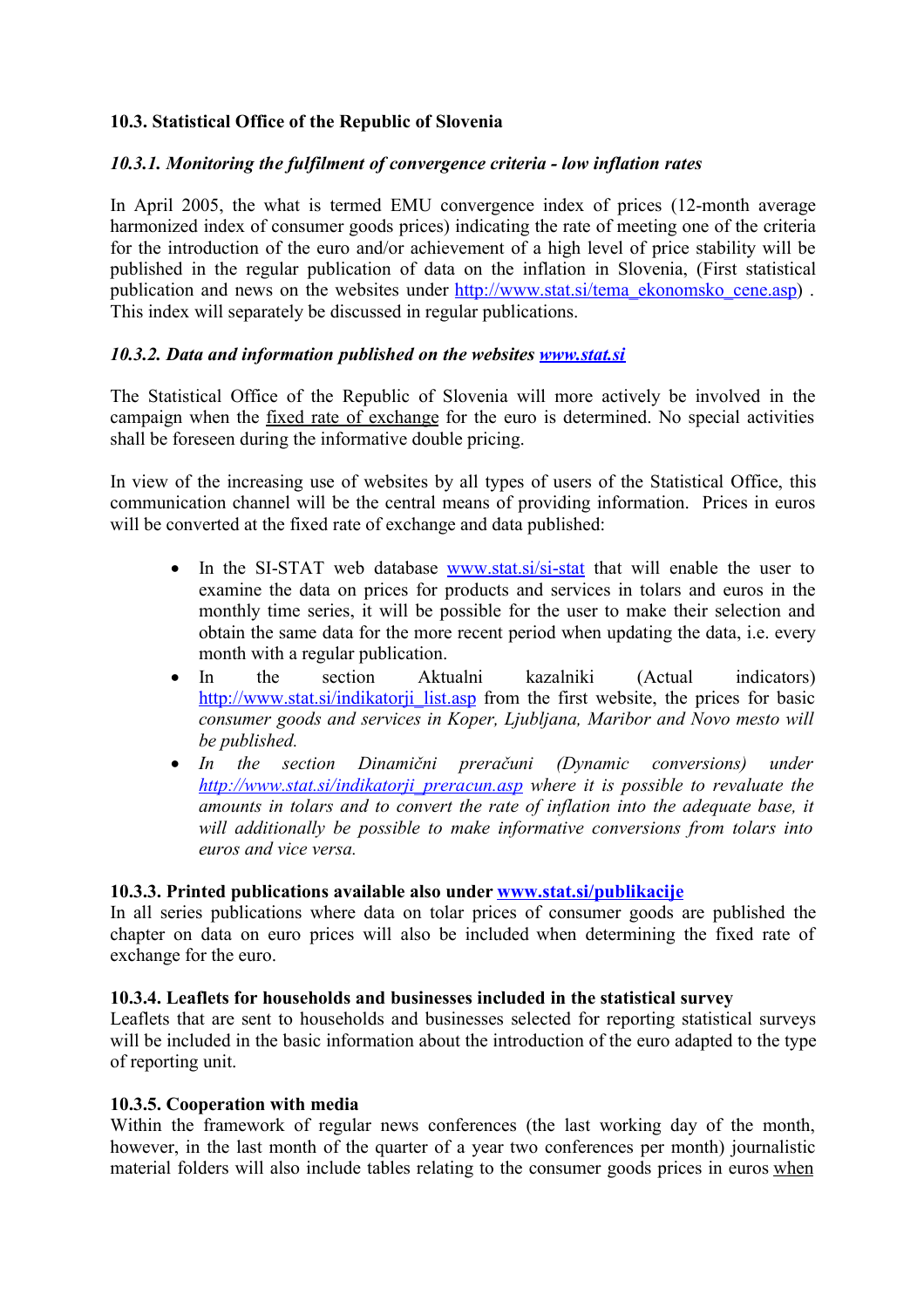### 10.3. Statistical Office of the Republic of Slovenia

#### *10.3.1. Monitoring the fulfilment of convergence criteria - low inflation rates*

In April 2005, the what is termed EMU convergence index of prices (12-month average harmonized index of consumer goods prices) indicating the rate of meeting one of the criteria for the introduction of the euro and/or achievement of a high level of price stability will be published in the regular publication of data on the inflation in Slovenia, (First statistical publication and news on the websites under http://www.stat.si/tema_ekonomsko_cene.asp) . This index will separately be discussed in regular publications.

#### *10.3.2. Data and information published on the websites www.stat.si*

The Statistical Office of the Republic of Slovenia will more actively be involved in the campaign when the fixed rate of exchange for the euro is determined. No special activities shall be foreseen during the informative double pricing.

In view of the increasing use of websites by all types of users of the Statistical Office, this communication channel will be the central means of providing information. Prices in euros will be converted at the fixed rate of exchange and data published:

- In the SI-STAT web database www.stat.si/si-stat that will enable the user to examine the data on prices for products and services in tolars and euros in the monthly time series, it will be possible for the user to make their selection and obtain the same data for the more recent period when updating the data, i.e. every month with a regular publication.
- In the section Aktualni kazalniki (Actual indicators) http://www.stat.si/indikatorji_list.asp from the first website, the prices for basic *consumer goods and services in Koper, Ljubljana, Maribor and Novo mesto will be published.*
- *In the section Dinamični preračuni (Dynamic conversions) under http://www.stat.si/indikatorji_preracun.asp where it is possible to revaluate the amounts in tolars and to convert the rate of inflation into the adequate base, it will additionally be possible to make informative conversions from tolars into euros and vice versa.*

#### 10.3.3. Printed publications available also under www.stat.si/publikacije

In all series publications where data on tolar prices of consumer goods are published the chapter on data on euro prices will also be included when determining the fixed rate of exchange for the euro.

#### 10.3.4. Leaflets for households and businesses included in the statistical survey

Leaflets that are sent to households and businesses selected for reporting statistical surveys will be included in the basic information about the introduction of the euro adapted to the type of reporting unit.

#### 10.3.5. Cooperation with media

Within the framework of regular news conferences (the last working day of the month, however, in the last month of the quarter of a year two conferences per month) journalistic material folders will also include tables relating to the consumer goods prices in euros when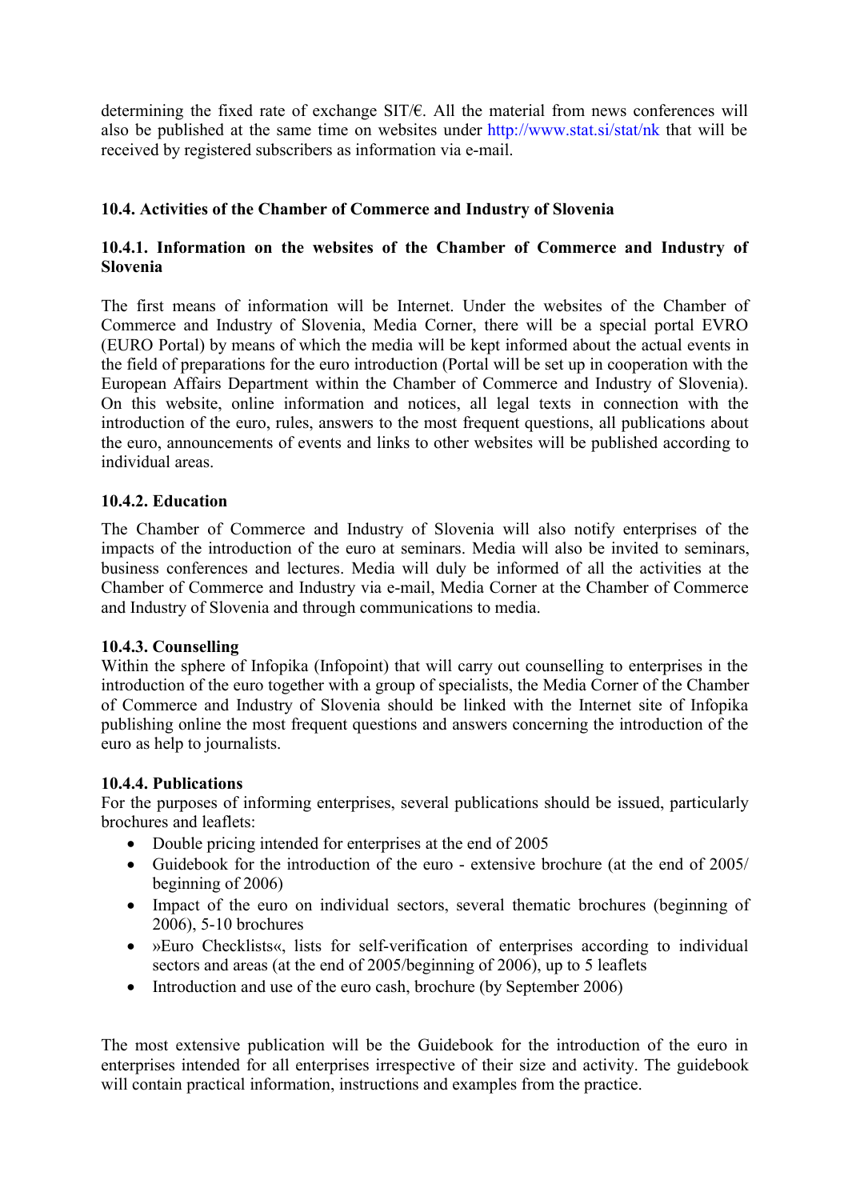determining the fixed rate of exchange SIT/€. All the material from news conferences will also be published at the same time on websites under http://www.stat.si/stat/nk that will be received by registered subscribers as information via e-mail.

### 10.4. Activities of the Chamber of Commerce and Industry of Slovenia

#### 10.4.1. Information on the websites of the Chamber of Commerce and Industry of Slovenia

The first means of information will be Internet. Under the websites of the Chamber of Commerce and Industry of Slovenia, Media Corner, there will be a special portal EVRO (EURO Portal) by means of which the media will be kept informed about the actual events in the field of preparations for the euro introduction (Portal will be set up in cooperation with the European Affairs Department within the Chamber of Commerce and Industry of Slovenia). On this website, online information and notices, all legal texts in connection with the introduction of the euro, rules, answers to the most frequent questions, all publications about the euro, announcements of events and links to other websites will be published according to individual areas.

#### 10.4.2. Education

The Chamber of Commerce and Industry of Slovenia will also notify enterprises of the impacts of the introduction of the euro at seminars. Media will also be invited to seminars, business conferences and lectures. Media will duly be informed of all the activities at the Chamber of Commerce and Industry via e-mail, Media Corner at the Chamber of Commerce and Industry of Slovenia and through communications to media.

#### 10.4.3. Counselling

Within the sphere of Infopika (Infopoint) that will carry out counselling to enterprises in the introduction of the euro together with a group of specialists, the Media Corner of the Chamber of Commerce and Industry of Slovenia should be linked with the Internet site of Infopika publishing online the most frequent questions and answers concerning the introduction of the euro as help to journalists.

#### 10.4.4. Publications

For the purposes of informing enterprises, several publications should be issued, particularly brochures and leaflets:

- Double pricing intended for enterprises at the end of 2005
- Guidebook for the introduction of the euro - extensive brochure (at the end of 2005/ beginning of 2006)
- Impact of the euro on individual sectors, several thematic brochures (beginning of 2006), 5-10 brochures
- »Euro Checklists«, lists for self-verification of enterprises according to individual sectors and areas (at the end of 2005/beginning of 2006), up to 5 leaflets
- Introduction and use of the euro cash, brochure (by September 2006)

The most extensive publication will be the Guidebook for the introduction of the euro in enterprises intended for all enterprises irrespective of their size and activity. The guidebook will contain practical information, instructions and examples from the practice.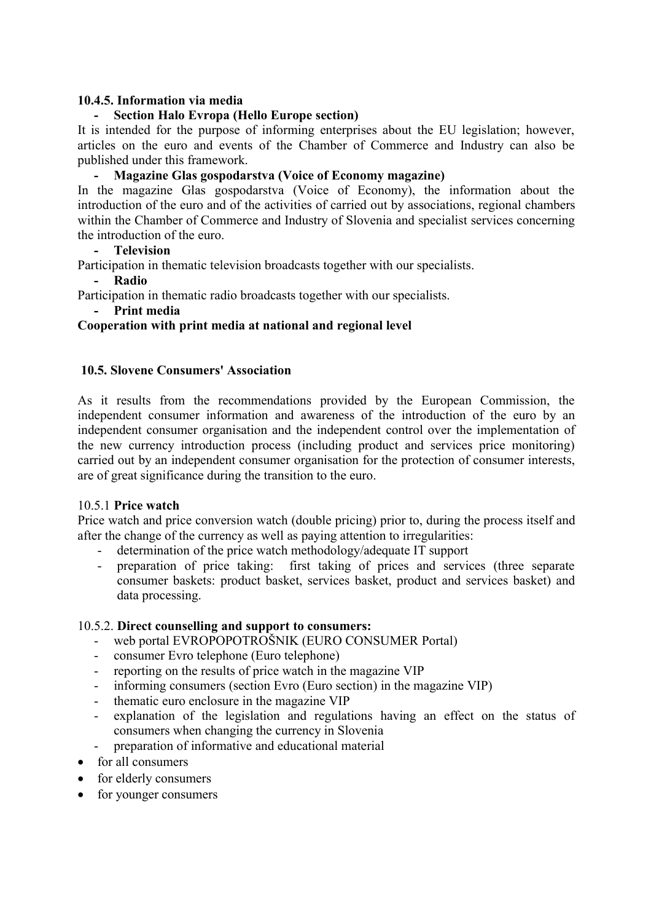### 10.4.5. Information via media

- **Section Halo Evropa (Hello Europe section)**

It is intended for the purpose of informing enterprises about the EU legislation; however, articles on the euro and events of the Chamber of Commerce and Industry can also be published under this framework.

- **Magazine Glas gospodarstva (Voice of Economy magazine)**

In the magazine Glas gospodarstva (Voice of Economy), the information about the introduction of the euro and of the activities of carried out by associations, regional chambers within the Chamber of Commerce and Industry of Slovenia and specialist services concerning the introduction of the euro.

- **Television**

Participation in thematic television broadcasts together with our specialists.

- **Radio**

Participation in thematic radio broadcasts together with our specialists.

- **Print media**

**Cooperation with print media at national and regional level**

## 10.5. Slovene Consumers' Association

As it results from the recommendations provided by the European Commission, the independent consumer information and awareness of the introduction of the euro by an independent consumer organisation and the independent control over the implementation of the new currency introduction process (including product and services price monitoring) carried out by an independent consumer organisation for the protection of consumer interests, are of great significance during the transition to the euro.

### 10.5.1 **Price watch**

Price watch and price conversion watch (double pricing) prior to, during the process itself and after the change of the currency as well as paying attention to irregularities:

- determination of the price watch methodology/adequate IT support
- preparation of price taking: first taking of prices and services (three separate consumer baskets: product basket, services basket, product and services basket) and data processing.

### 10.5.2. **Direct counselling and support to consumers:**

- web portal EVROPOPOTROŠNIK (EURO CONSUMER Portal)
- consumer Evro telephone (Euro telephone)
- reporting on the results of price watch in the magazine VIP
- informing consumers (section Evro (Euro section) in the magazine VIP)
- thematic euro enclosure in the magazine VIP
- explanation of the legislation and regulations having an effect on the status of consumers when changing the currency in Slovenia
- preparation of informative and educational material

- for all consumers
- for elderly consumers
- for younger consumers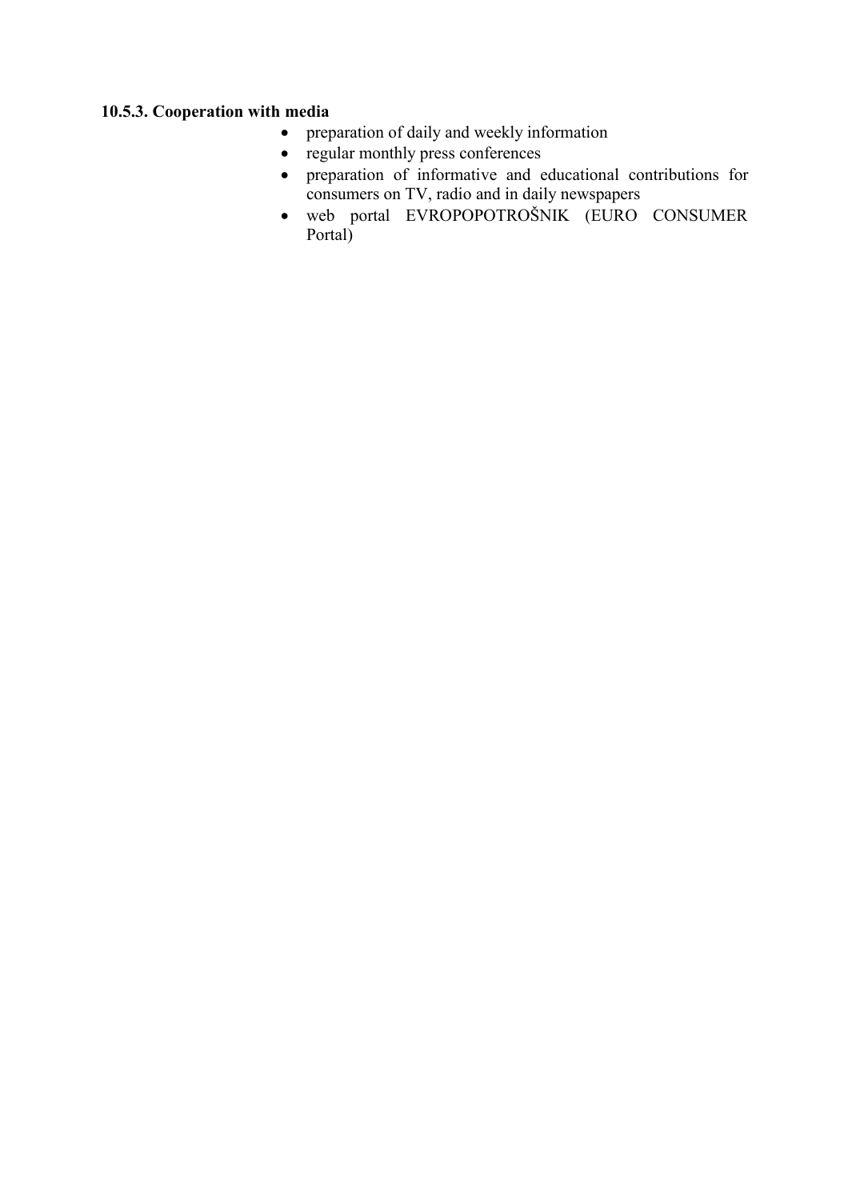#### 10.5.3. Cooperation with media

- preparation of daily and weekly information
- regular monthly press conferences
- preparation of informative and educational contributions for consumers on TV, radio and in daily newspapers
- web portal EVROPOPOTROŠNIK (EURO CONSUMER Portal)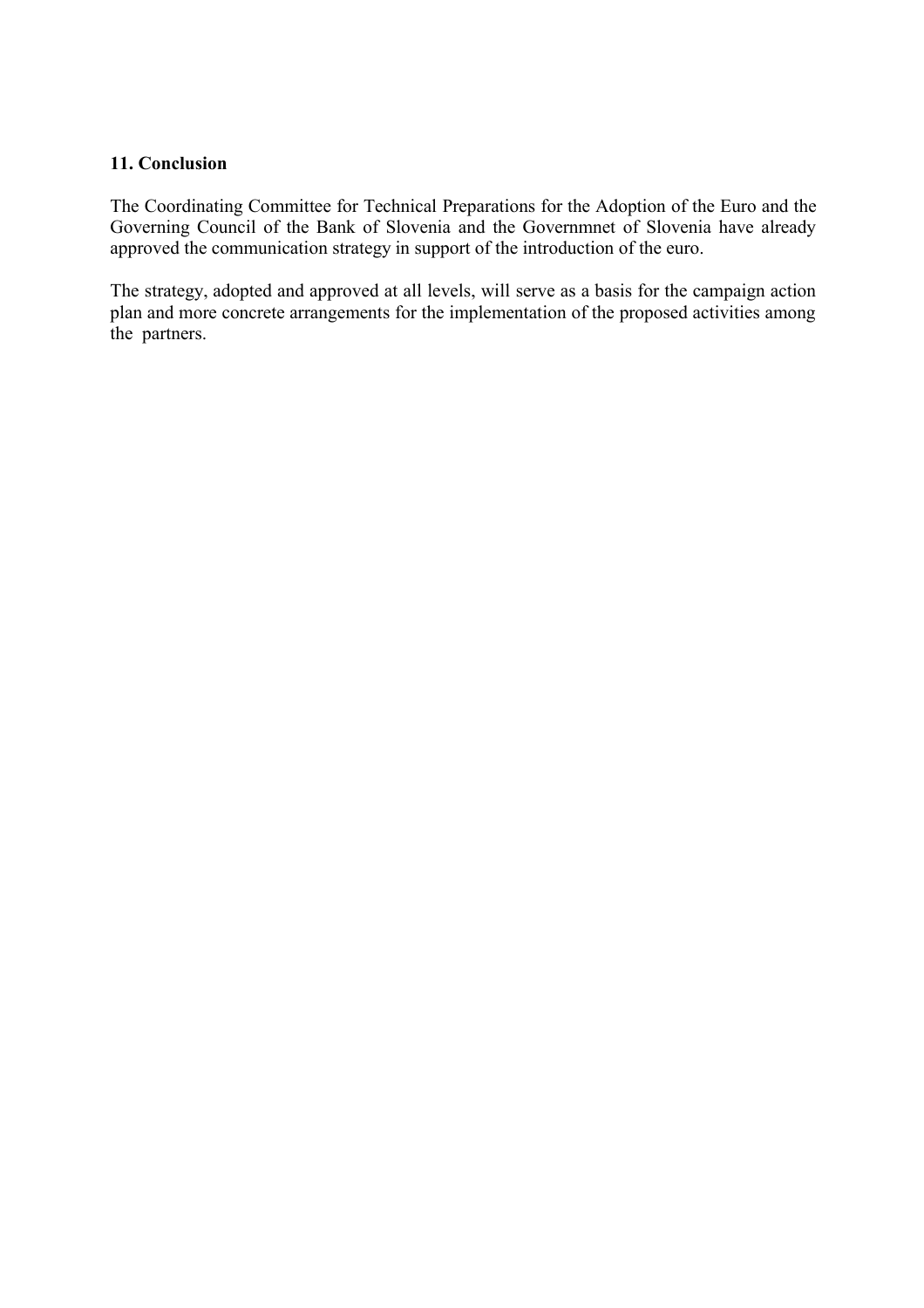## 11. Conclusion

The Coordinating Committee for Technical Preparations for the Adoption of the Euro and the Governing Council of the Bank of Slovenia and the Governmnet of Slovenia have already approved the communication strategy in support of the introduction of the euro.

The strategy, adopted and approved at all levels, will serve as a basis for the campaign action plan and more concrete arrangements for the implementation of the proposed activities among the partners.